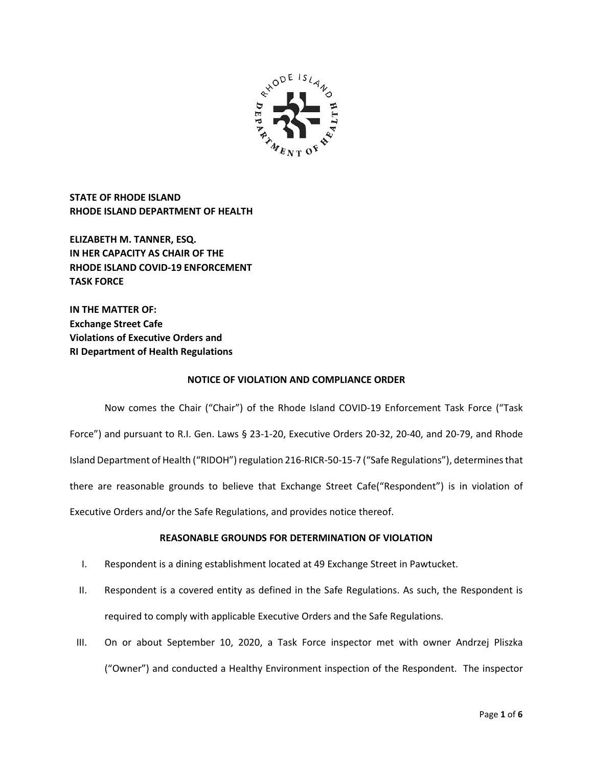**STATE OF RHODE ISLAND**
**RHODE ISLAND DEPARTMENT OF HEALTH**

**ELIZABETH M. TANNER, ESQ.**
**IN HER CAPACITY AS CHAIR OF THE**
**RHODE ISLAND COVID-19 ENFORCEMENT**
**TASK FORCE**

**IN THE MATTER OF:**
**Exchange Street Cafe**
**Violations of Executive Orders and**
**RI Department of Health Regulations**

## NOTICE OF VIOLATION AND COMPLIANCE ORDER

Now comes the Chair ("Chair") of the Rhode Island COVID-19 Enforcement Task Force ("Task Force") and pursuant to R.I. Gen. Laws § 23-1-20, Executive Orders 20-32, 20-40, and 20-79, and Rhode Island Department of Health ("RIDOH") regulation 216-RICR-50-15-7 ("Safe Regulations"), determines that there are reasonable grounds to believe that Exchange Street Cafe("Respondent") is in violation of Executive Orders and/or the Safe Regulations, and provides notice thereof.

## REASONABLE GROUNDS FOR DETERMINATION OF VIOLATION

I. Respondent is a dining establishment located at 49 Exchange Street in Pawtucket.

II. Respondent is a covered entity as defined in the Safe Regulations. As such, the Respondent is required to comply with applicable Executive Orders and the Safe Regulations.

III. On or about September 10, 2020, a Task Force inspector met with owner Andrzej Pliszka ("Owner") and conducted a Healthy Environment inspection of the Respondent. The inspector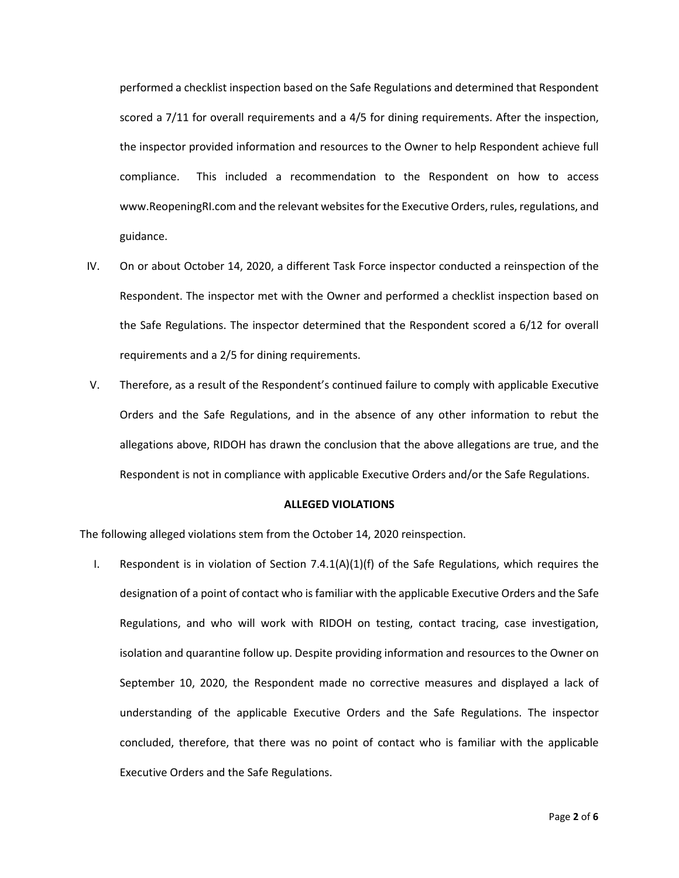performed a checklist inspection based on the Safe Regulations and determined that Respondent scored a 7/11 for overall requirements and a 4/5 for dining requirements. After the inspection, the inspector provided information and resources to the Owner to help Respondent achieve full compliance. This included a recommendation to the Respondent on how to access www.ReopeningRI.com and the relevant websites for the Executive Orders, rules, regulations, and guidance.

IV. On or about October 14, 2020, a different Task Force inspector conducted a reinspection of the Respondent. The inspector met with the Owner and performed a checklist inspection based on the Safe Regulations. The inspector determined that the Respondent scored a 6/12 for overall requirements and a 2/5 for dining requirements.

V. Therefore, as a result of the Respondent's continued failure to comply with applicable Executive Orders and the Safe Regulations, and in the absence of any other information to rebut the allegations above, RIDOH has drawn the conclusion that the above allegations are true, and the Respondent is not in compliance with applicable Executive Orders and/or the Safe Regulations.

**ALLEGED VIOLATIONS**

The following alleged violations stem from the October 14, 2020 reinspection.

I. Respondent is in violation of Section 7.4.1(A)(1)(f) of the Safe Regulations, which requires the designation of a point of contact who is familiar with the applicable Executive Orders and the Safe Regulations, and who will work with RIDOH on testing, contact tracing, case investigation, isolation and quarantine follow up. Despite providing information and resources to the Owner on September 10, 2020, the Respondent made no corrective measures and displayed a lack of understanding of the applicable Executive Orders and the Safe Regulations. The inspector concluded, therefore, that there was no point of contact who is familiar with the applicable Executive Orders and the Safe Regulations.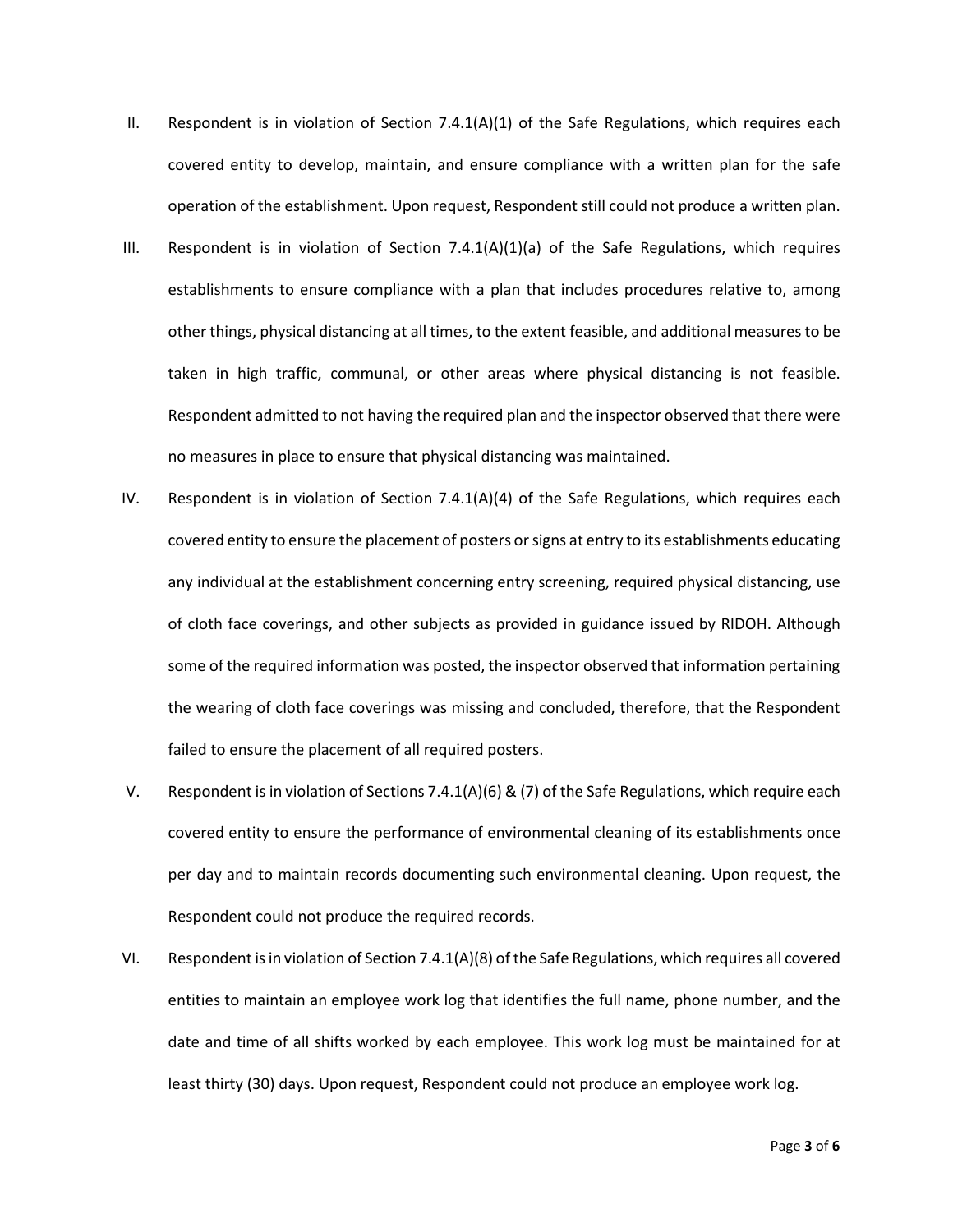II. Respondent is in violation of Section 7.4.1(A)(1) of the Safe Regulations, which requires each covered entity to develop, maintain, and ensure compliance with a written plan for the safe operation of the establishment. Upon request, Respondent still could not produce a written plan.

III. Respondent is in violation of Section 7.4.1(A)(1)(a) of the Safe Regulations, which requires establishments to ensure compliance with a plan that includes procedures relative to, among other things, physical distancing at all times, to the extent feasible, and additional measures to be taken in high traffic, communal, or other areas where physical distancing is not feasible. Respondent admitted to not having the required plan and the inspector observed that there were no measures in place to ensure that physical distancing was maintained.

IV. Respondent is in violation of Section 7.4.1(A)(4) of the Safe Regulations, which requires each covered entity to ensure the placement of posters or signs at entry to its establishments educating any individual at the establishment concerning entry screening, required physical distancing, use of cloth face coverings, and other subjects as provided in guidance issued by RIDOH. Although some of the required information was posted, the inspector observed that information pertaining the wearing of cloth face coverings was missing and concluded, therefore, that the Respondent failed to ensure the placement of all required posters.

V. Respondent is in violation of Sections 7.4.1(A)(6) & (7) of the Safe Regulations, which require each covered entity to ensure the performance of environmental cleaning of its establishments once per day and to maintain records documenting such environmental cleaning. Upon request, the Respondent could not produce the required records.

VI. Respondent is in violation of Section 7.4.1(A)(8) of the Safe Regulations, which requires all covered entities to maintain an employee work log that identifies the full name, phone number, and the date and time of all shifts worked by each employee. This work log must be maintained for at least thirty (30) days. Upon request, Respondent could not produce an employee work log.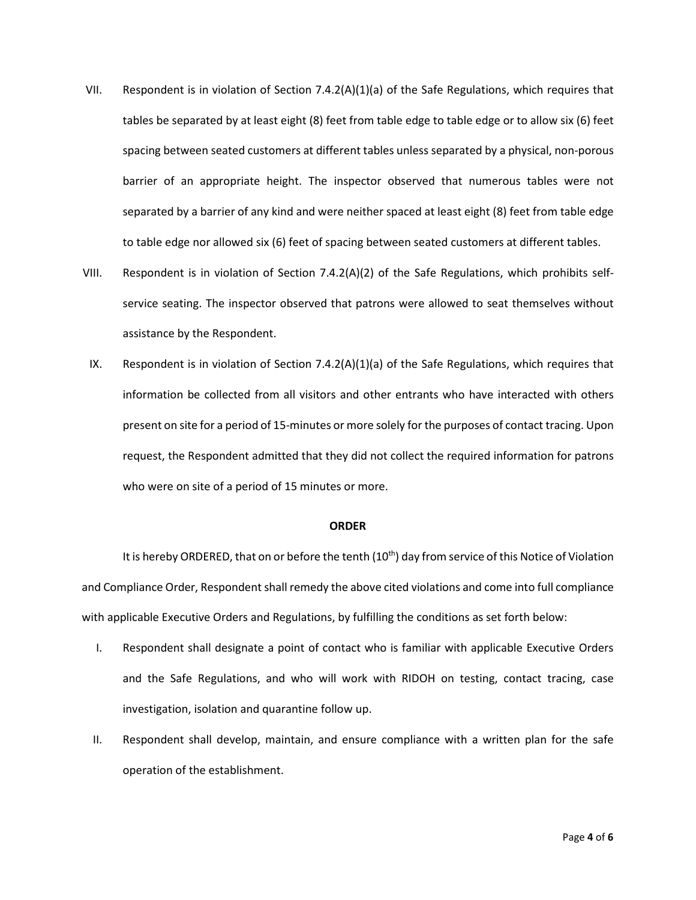VII. Respondent is in violation of Section 7.4.2(A)(1)(a) of the Safe Regulations, which requires that tables be separated by at least eight (8) feet from table edge to table edge or to allow six (6) feet spacing between seated customers at different tables unless separated by a physical, non-porous barrier of an appropriate height. The inspector observed that numerous tables were not separated by a barrier of any kind and were neither spaced at least eight (8) feet from table edge to table edge nor allowed six (6) feet of spacing between seated customers at different tables.

VIII. Respondent is in violation of Section 7.4.2(A)(2) of the Safe Regulations, which prohibits self-service seating. The inspector observed that patrons were allowed to seat themselves without assistance by the Respondent.

IX. Respondent is in violation of Section 7.4.2(A)(1)(a) of the Safe Regulations, which requires that information be collected from all visitors and other entrants who have interacted with others present on site for a period of 15-minutes or more solely for the purposes of contact tracing. Upon request, the Respondent admitted that they did not collect the required information for patrons who were on site of a period of 15 minutes or more.

**ORDER**

It is hereby ORDERED, that on or before the tenth (10th) day from service of this Notice of Violation and Compliance Order, Respondent shall remedy the above cited violations and come into full compliance with applicable Executive Orders and Regulations, by fulfilling the conditions as set forth below:

I. Respondent shall designate a point of contact who is familiar with applicable Executive Orders and the Safe Regulations, and who will work with RIDOH on testing, contact tracing, case investigation, isolation and quarantine follow up.

II. Respondent shall develop, maintain, and ensure compliance with a written plan for the safe operation of the establishment.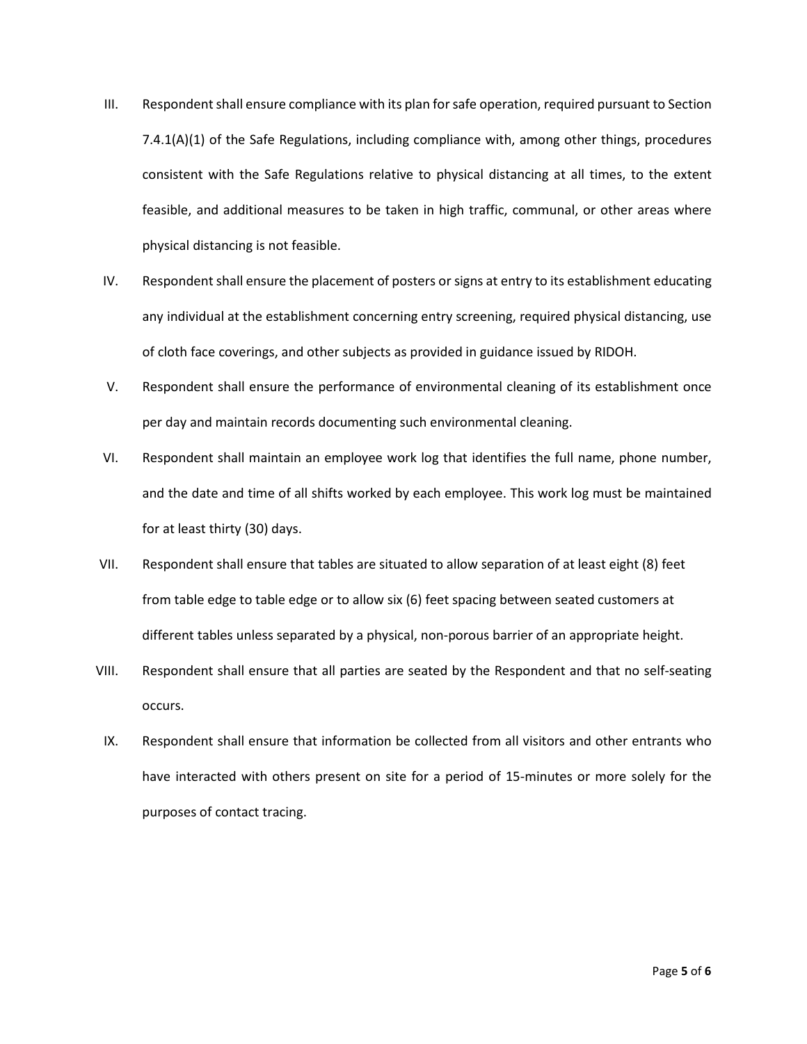III. Respondent shall ensure compliance with its plan for safe operation, required pursuant to Section 7.4.1(A)(1) of the Safe Regulations, including compliance with, among other things, procedures consistent with the Safe Regulations relative to physical distancing at all times, to the extent feasible, and additional measures to be taken in high traffic, communal, or other areas where physical distancing is not feasible.

IV. Respondent shall ensure the placement of posters or signs at entry to its establishment educating any individual at the establishment concerning entry screening, required physical distancing, use of cloth face coverings, and other subjects as provided in guidance issued by RIDOH.

V. Respondent shall ensure the performance of environmental cleaning of its establishment once per day and maintain records documenting such environmental cleaning.

VI. Respondent shall maintain an employee work log that identifies the full name, phone number, and the date and time of all shifts worked by each employee. This work log must be maintained for at least thirty (30) days.

VII. Respondent shall ensure that tables are situated to allow separation of at least eight (8) feet from table edge to table edge or to allow six (6) feet spacing between seated customers at different tables unless separated by a physical, non-porous barrier of an appropriate height.

VIII. Respondent shall ensure that all parties are seated by the Respondent and that no self-seating occurs.

IX. Respondent shall ensure that information be collected from all visitors and other entrants who have interacted with others present on site for a period of 15-minutes or more solely for the purposes of contact tracing.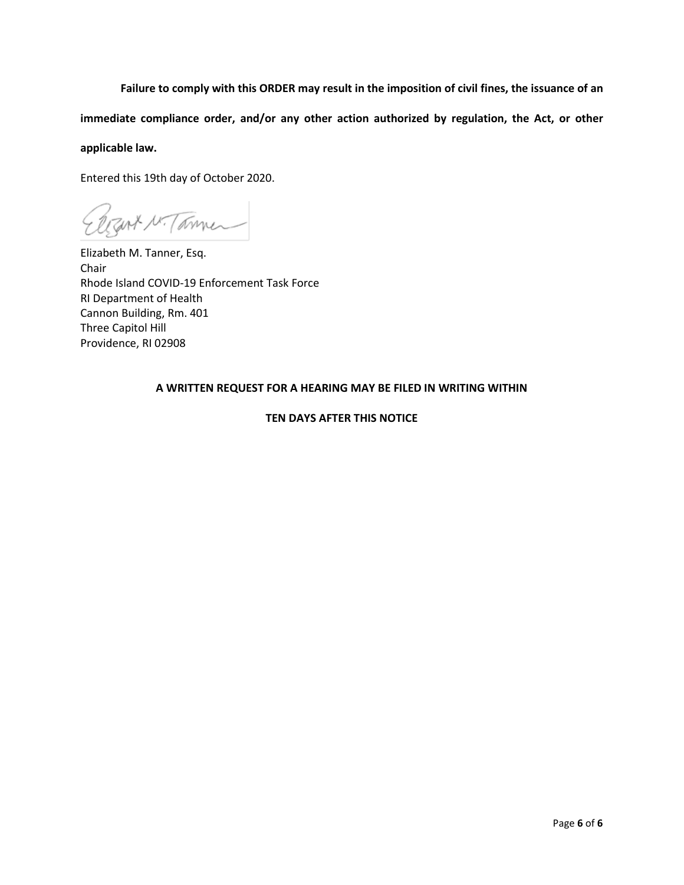**Failure to comply with this ORDER may result in the imposition of civil fines, the issuance of an immediate compliance order, and/or any other action authorized by regulation, the Act, or other applicable law.**

Entered this 19th day of October 2020.

Elizabeth M. Tanner, Esq.
Chair
Rhode Island COVID-19 Enforcement Task Force
RI Department of Health
Cannon Building, Rm. 401
Three Capitol Hill
Providence, RI 02908

**A WRITTEN REQUEST FOR A HEARING MAY BE FILED IN WRITING WITHIN TEN DAYS AFTER THIS NOTICE**